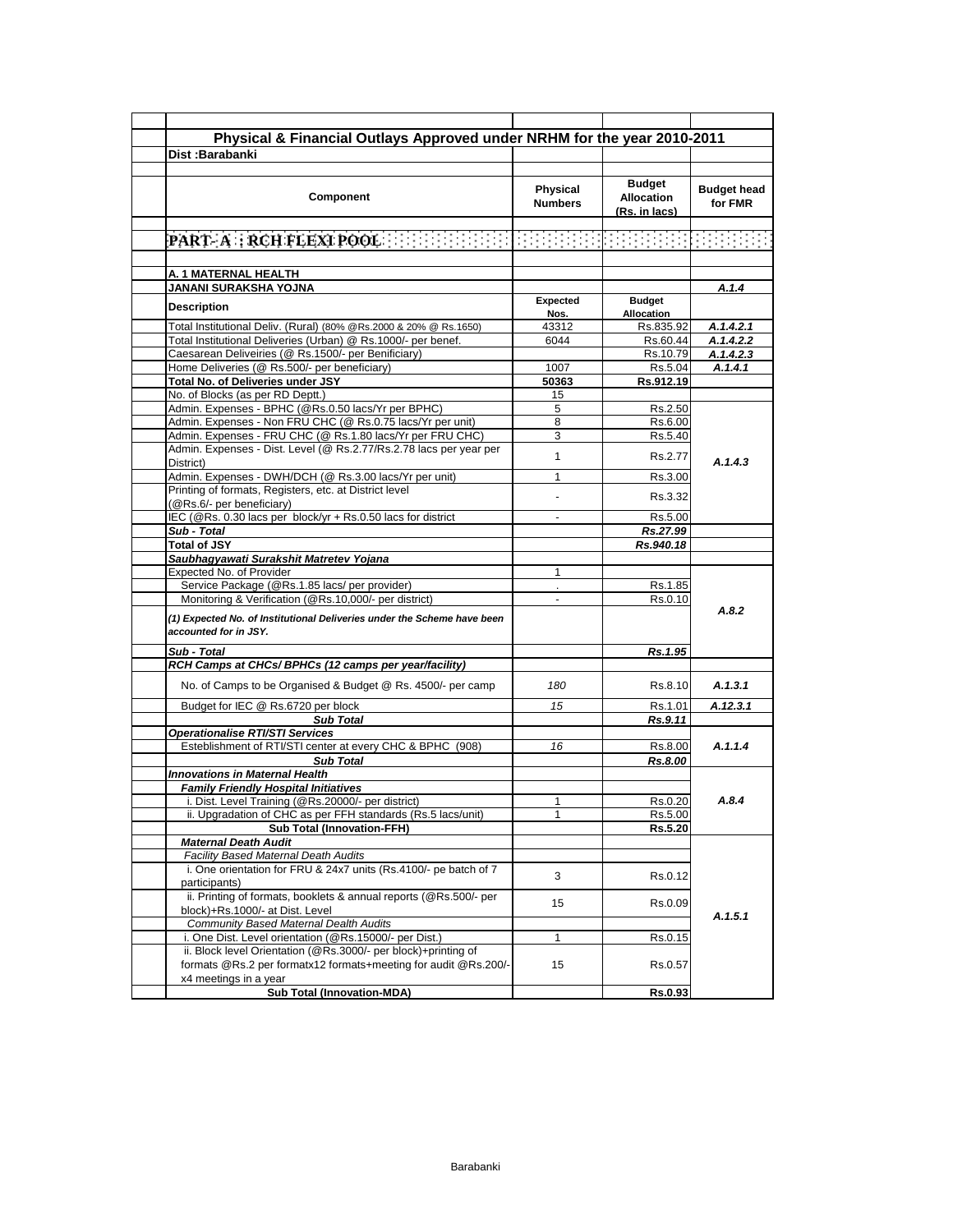## Physical & Financial Outlays Approved under NRHM for the year 2010-2011

**Dist :Barabanki**

| Component | Physical Numbers | Budget Allocation (Rs. in lacs) | Budget head for FMR |
|---|---|---|---|
| **PART- A : RCH FLEXI POOL** | | | |
| **A. 1 MATERNAL HEALTH** | | | |
| **JANANI SURAKSHA YOJNA** | | | ***A.1.4*** |
| **Description** | **Expected Nos.** | **Budget Allocation** | |
| Total Institutional Deliv. (Rural) (80% @Rs.2000 & 20% @ Rs.1650) | 43312 | Rs.835.92 | ***A.1.4.2.1*** |
| Total Institutional Deliveries (Urban) @ Rs.1000/- per benef. | 6044 | Rs.60.44 | ***A.1.4.2.2*** |
| Caesarean Deliveiries (@ Rs.1500/- per Benificiary) | | Rs.10.79 | ***A.1.4.2.3*** |
| Home Deliveries (@ Rs.500/- per beneficiary) | 1007 | Rs.5.04 | ***A.1.4.1*** |
| **Total No. of Deliveries under JSY** | **50363** | **Rs.912.19** | |
| No. of Blocks (as per RD Deptt.) | 15 | | |
| Admin. Expenses - BPHC (@Rs.0.50 lacs/Yr per BPHC) | 5 | Rs.2.50 | ***A.1.4.3*** |
| Admin. Expenses - Non FRU CHC (@ Rs.0.75 lacs/Yr per unit) | 8 | Rs.6.00 | |
| Admin. Expenses - FRU CHC (@ Rs.1.80 lacs/Yr per FRU CHC) | 3 | Rs.5.40 | |
| Admin. Expenses - Dist. Level (@ Rs.2.77/Rs.2.78 lacs per year per District) | 1 | Rs.2.77 | |
| Admin. Expenses - DWH/DCH (@ Rs.3.00 lacs/Yr per unit) | 1 | Rs.3.00 | |
| Printing of formats, Registers, etc. at District level (@Rs.6/- per beneficiary) | - | Rs.3.32 | |
| IEC (@Rs. 0.30 lacs per block/yr + Rs.0.50 lacs for district | - | Rs.5.00 | |
| ***Sub - Total*** | | ***Rs.27.99*** | |
| **Total of JSY** | | ***Rs.940.18*** | |
| ***Saubhagyawati Surakshit Matretev Yojana*** | | | |
| Expected No. of Provider | 1 | | ***A.8.2*** |
| Service Package (@Rs.1.85 lacs/ per provider) | . | Rs.1.85 | |
| Monitoring & Verification (@Rs.10,000/- per district) | - | Rs.0.10 | |
| ***(1) Expected No. of Institutional Deliveries under the Scheme have been accounted for in JSY.*** | | | |
| ***Sub - Total*** | | ***Rs.1.95*** | |
| ***RCH Camps at CHCs/ BPHCs (12 camps per year/facility)*** | | | |
| No. of Camps to be Organised & Budget @ Rs. 4500/- per camp | *180* | Rs.8.10 | ***A.1.3.1*** |
| Budget for IEC @ Rs.6720 per block | *15* | Rs.1.01 | ***A.12.3.1*** |
| ***Sub Total*** | | ***Rs.9.11*** | |
| ***Operationalise RTI/STI Services*** | | | |
| Esteblishment of RTI/STI center at every CHC & BPHC (908) | *16* | Rs.8.00 | ***A.1.1.4*** |
| ***Sub Total*** | | ***Rs.8.00*** | |
| ***Innovations in Maternal Health*** | | | ***A.8.4*** |
| ***Family Friendly Hospital Initiatives*** | | | |
| i. Dist. Level Training (@Rs.20000/- per district) | 1 | Rs.0.20 | |
| ii. Upgradation of CHC as per FFH standards (Rs.5 lacs/unit) | 1 | Rs.5.00 | |
| **Sub Total (Innovation-FFH)** | | **Rs.5.20** | |
| ***Maternal Death Audit*** | | | ***A.1.5.1*** |
| *Facility Based Maternal Death Audits* | | | |
| i. One orientation for FRU & 24x7 units (Rs.4100/- pe batch of 7 participants) | 3 | Rs.0.12 | |
| ii. Printing of formats, booklets & annual reports (@Rs.500/- per block)+Rs.1000/- at Dist. Level | 15 | Rs.0.09 | |
| *Community Based Maternal Dealth Audits* | | | |
| i. One Dist. Level orientation (@Rs.15000/- per Dist.) | 1 | Rs.0.15 | |
| ii. Block level Orientation (@Rs.3000/- per block)+printing of formats @Rs.2 per formatx12 formats+meeting for audit @Rs.200/- x4 meetings in a year | 15 | Rs.0.57 | |
| **Sub Total (Innovation-MDA)** | | **Rs.0.93** | |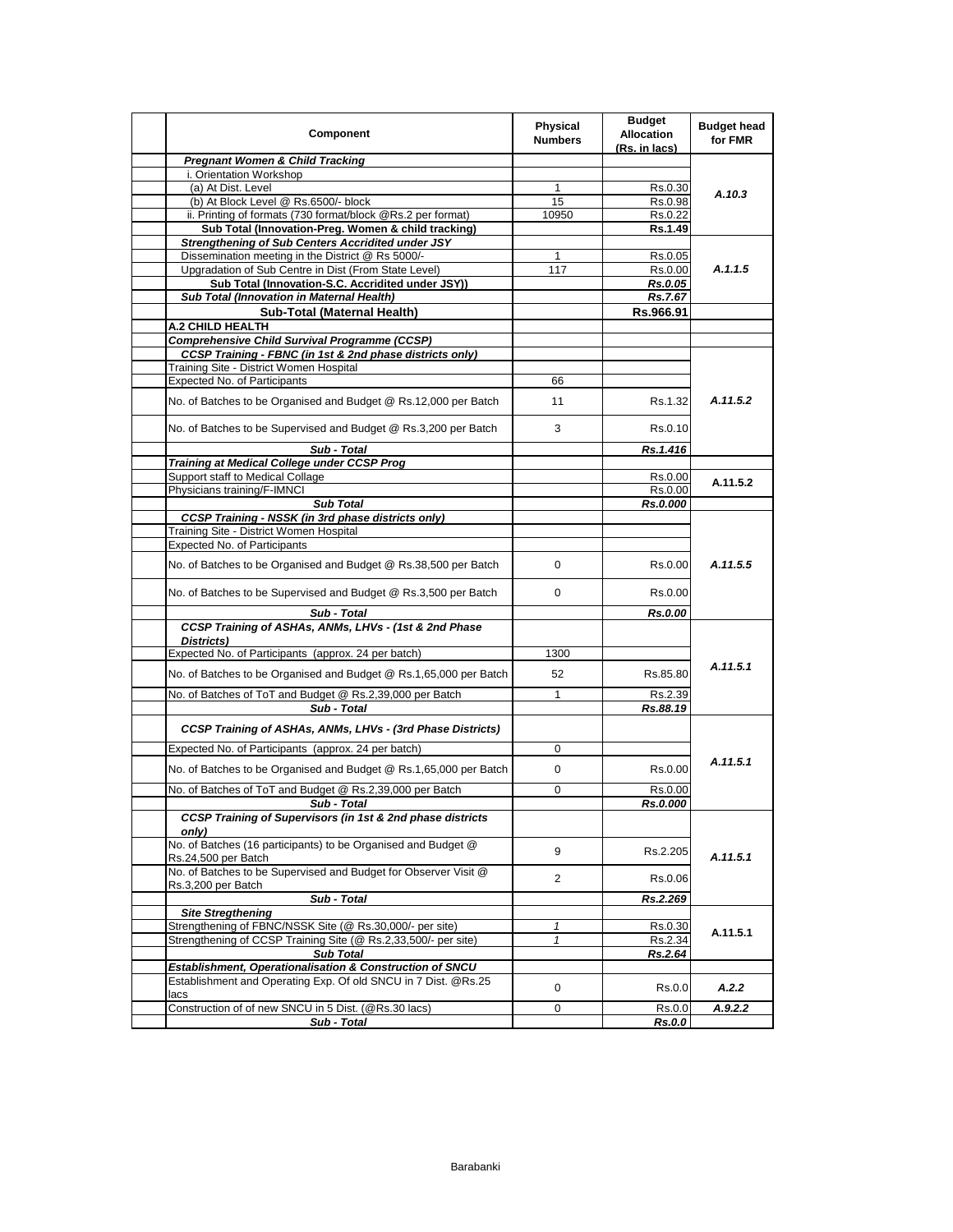| | Component | Physical Numbers | Budget Allocation (Rs. in lacs) | Budget head for FMR |
|---|---|---|---|---|
| | ***Pregnant Women & Child Tracking*** | | | |
| | i. Orientation Workshop | | | |
| | (a) At Dist. Level | 1 | Rs.0.30 | *A.10.3* |
| | (b) At Block Level @ Rs.6500/- block | 15 | Rs.0.98 | |
| | ii. Printing of formats (730 format/block @Rs.2 per format) | 10950 | Rs.0.22 | |
| | **Sub Total (Innovation-Preg. Women & child tracking)** | | **Rs.1.49** | |
| | ***Strengthening of Sub Centers Accridited under JSY*** | | | |
| | Dissemination meeting in the District @ Rs 5000/- | 1 | Rs.0.05 | *A.1.1.5* |
| | Upgradation of Sub Centre in Dist (From State Level) | 117 | Rs.0.00 | |
| | **Sub Total (Innovation-S.C. Accridited under JSY))** | | ***Rs.0.05*** | |
| | ***Sub Total (Innovation in Maternal Health)*** | | ***Rs.7.67*** | |
| | **Sub-Total (Maternal Health)** | | **Rs.966.91** | |
| | **A.2 CHILD HEALTH** | | | |
| | ***Comprehensive Child Survival Programme (CCSP)*** | | | |
| | ***CCSP Training - FBNC (in 1st & 2nd phase districts only)*** | | | |
| | Training Site - District Women Hospital | | | |
| | Expected No. of Participants | 66 | | |
| | No. of Batches to be Organised and Budget @ Rs.12,000 per Batch | 11 | Rs.1.32 | *A.11.5.2* |
| | No. of Batches to be Supervised and Budget @ Rs.3,200 per Batch | 3 | Rs.0.10 | |
| | ***Sub - Total*** | | ***Rs.1.416*** | |
| | ***Training at Medical College under CCSP Prog*** | | | |
| | Support staff to Medical Collage | | Rs.0.00 | A.11.5.2 |
| | Physicians training/F-IMNCI | | Rs.0.00 | |
| | ***Sub Total*** | | ***Rs.0.000*** | |
| | ***CCSP Training - NSSK (in 3rd phase districts only)*** | | | |
| | Training Site - District Women Hospital | | | |
| | Expected No. of Participants | | | |
| | No. of Batches to be Organised and Budget @ Rs.38,500 per Batch | 0 | Rs.0.00 | *A.11.5.5* |
| | No. of Batches to be Supervised and Budget @ Rs.3,500 per Batch | 0 | Rs.0.00 | |
| | ***Sub - Total*** | | ***Rs.0.00*** | |
| | ***CCSP Training of ASHAs, ANMs, LHVs - (1st & 2nd Phase Districts)*** | | | |
| | Expected No. of Participants (approx. 24 per batch) | 1300 | | *A.11.5.1* |
| | No. of Batches to be Organised and Budget @ Rs.1,65,000 per Batch | 52 | Rs.85.80 | |
| | No. of Batches of ToT and Budget @ Rs.2,39,000 per Batch | 1 | Rs.2.39 | |
| | ***Sub - Total*** | | ***Rs.88.19*** | |
| | ***CCSP Training of ASHAs, ANMs, LHVs - (3rd Phase Districts)*** | | | |
| | Expected No. of Participants (approx. 24 per batch) | 0 | | *A.11.5.1* |
| | No. of Batches to be Organised and Budget @ Rs.1,65,000 per Batch | 0 | Rs.0.00 | |
| | No. of Batches of ToT and Budget @ Rs.2,39,000 per Batch | 0 | Rs.0.00 | |
| | ***Sub - Total*** | | ***Rs.0.000*** | |
| | ***CCSP Training of Supervisors (in 1st & 2nd phase districts only)*** | | | |
| | No. of Batches (16 participants) to be Organised and Budget @ Rs.24,500 per Batch | 9 | Rs.2.205 | *A.11.5.1* |
| | No. of Batches to be Supervised and Budget for Observer Visit @ Rs.3,200 per Batch | 2 | Rs.0.06 | |
| | ***Sub - Total*** | | ***Rs.2.269*** | |
| | ***Site Stregthening*** | | | |
| | Strengthening of FBNC/NSSK Site (@ Rs.30,000/- per site) | *1* | Rs.0.30 | A.11.5.1 |
| | Strengthening of CCSP Training Site (@ Rs.2,33,500/- per site) | *1* | Rs.2.34 | |
| | ***Sub Total*** | | ***Rs.2.64*** | |
| | ***Establishment, Operationalisation & Construction of SNCU*** | | | |
| | Establishment and Operating Exp. Of old SNCU in 7 Dist. @Rs.25 lacs | 0 | Rs.0.0 | *A.2.2* |
| | Construction of of new SNCU in 5 Dist. (@Rs.30 lacs) | 0 | Rs.0.0 | *A.9.2.2* |
| | ***Sub - Total*** | | ***Rs.0.0*** | |

Barabanki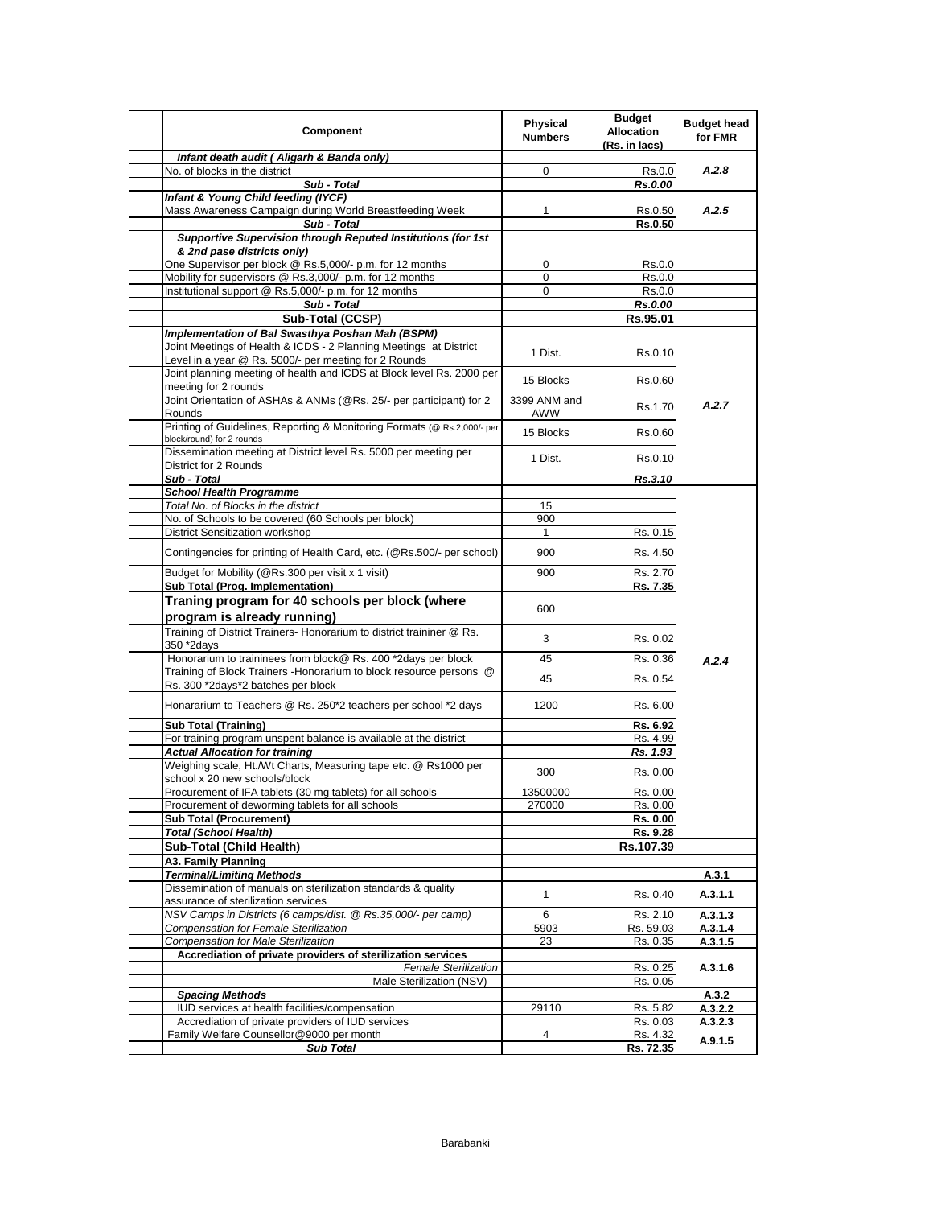| Component | Physical Numbers | Budget Allocation (Rs. in lacs) | Budget head for FMR |
|---|---|---|---|
| ***Infant death audit ( Aligarh & Banda only)*** | | | |
| No. of blocks in the district | 0 | Rs.0.0 | *A.2.8* |
| ***Sub - Total*** | | ***Rs.0.00*** | |
| ***Infant & Young Child feeding (IYCF)*** | | | |
| Mass Awareness Campaign during World Breastfeeding Week | 1 | Rs.0.50 | *A.2.5* |
| ***Sub - Total*** | | **Rs.0.50** | |
| ***Supportive Supervision through Reputed Institutions (for 1st & 2nd pase districts only)*** | | | |
| One Supervisor per block @ Rs.5,000/- p.m. for 12 months | 0 | Rs.0.0 | |
| Mobility for supervisors @ Rs.3,000/- p.m. for 12 months | 0 | Rs.0.0 | |
| Institutional support @ Rs.5,000/- p.m. for 12 months | 0 | Rs.0.0 | |
| ***Sub - Total*** | | ***Rs.0.00*** | |
| **Sub-Total (CCSP)** | | **Rs.95.01** | |
| ***Implementation of Bal Swasthya Poshan Mah (BSPM)*** | | | |
| Joint Meetings of Health & ICDS - 2 Planning Meetings at District Level in a year @ Rs. 5000/- per meeting for 2 Rounds | 1 Dist. | Rs.0.10 | *A.2.7* |
| Joint planning meeting of health and ICDS at Block level Rs. 2000 per meeting for 2 rounds | 15 Blocks | Rs.0.60 | |
| Joint Orientation of ASHAs & ANMs (@Rs. 25/- per participant) for 2 Rounds | 3399 ANM and AWW | Rs.1.70 | |
| Printing of Guidelines, Reporting & Monitoring Formats (@ Rs.2,000/- per block/round) for 2 rounds | 15 Blocks | Rs.0.60 | |
| Dissemination meeting at District level Rs. 5000 per meeting per District for 2 Rounds | 1 Dist. | Rs.0.10 | |
| ***Sub - Total*** | | ***Rs.3.10*** | |
| ***School Health Programme*** | | | *A.2.4* |
| *Total No. of Blocks in the district* | 15 | | |
| No. of Schools to be covered (60 Schools per block) | 900 | | |
| District Sensitization workshop | 1 | Rs. 0.15 | |
| Contingencies for printing of Health Card, etc. (@Rs.500/- per school) | 900 | Rs. 4.50 | |
| Budget for Mobility (@Rs.300 per visit x 1 visit) | 900 | Rs. 2.70 | |
| **Sub Total (Prog. Implementation)** | | **Rs. 7.35** | |
| **Traning program for 40 schools per block (where program is already running)** | 600 | | |
| Training of District Trainers- Honorarium to district traininer @ Rs. 350 *2days | 3 | Rs. 0.02 | |
| Honorarium to traininees from block@ Rs. 400 *2days per block | 45 | Rs. 0.36 | |
| Training of Block Trainers -Honorarium to block resource persons @ Rs. 300 *2days*2 batches per block | 45 | Rs. 0.54 | |
| Honorarium to Teachers @ Rs. 250*2 teachers per school *2 days | 1200 | Rs. 6.00 | |
| **Sub Total (Training)** | | **Rs. 6.92** | |
| For training program unspent balance is available at the district | | Rs. 4.99 | |
| ***Actual Allocation for training*** | | ***Rs. 1.93*** | |
| Weighing scale, Ht./Wt Charts, Measuring tape etc. @ Rs1000 per school x 20 new schools/block | 300 | Rs. 0.00 | |
| Procurement of IFA tablets (30 mg tablets) for all schools | 13500000 | Rs. 0.00 | |
| Procurement of deworming tablets for all schools | 270000 | Rs. 0.00 | |
| **Sub Total (Procurement)** | | **Rs. 0.00** | |
| ***Total (School Health)*** | | **Rs. 9.28** | |
| **Sub-Total (Child Health)** | | **Rs.107.39** | |
| **A3. Family Planning** | | | |
| ***Terminal/Limiting Methods*** | | | **A.3.1** |
| Dissemination of manuals on sterilization standards & quality assurance of sterilization services | 1 | Rs. 0.40 | **A.3.1.1** |
| *NSV Camps in Districts (6 camps/dist. @ Rs.35,000/- per camp)* | 6 | Rs. 2.10 | **A.3.1.3** |
| *Compensation for Female Sterilization* | 5903 | Rs. 59.03 | **A.3.1.4** |
| *Compensation for Male Sterilization* | 23 | Rs. 0.35 | **A.3.1.5** |
| **Accrediation of private providers of sterilization services** | | | **A.3.1.6** |
| *Female Sterilization* | | Rs. 0.25 | |
| Male Sterilization (NSV) | | Rs. 0.05 | |
| ***Spacing Methods*** | | | **A.3.2** |
| IUD services at health facilities/compensation | 29110 | Rs. 5.82 | **A.3.2.2** |
| Accrediation of private providers of IUD services | | Rs. 0.03 | **A.3.2.3** |
| Family Welfare Counsellor@9000 per month | 4 | Rs. 4.32 | **A.9.1.5** |
| ***Sub Total*** | | **Rs. 72.35** | |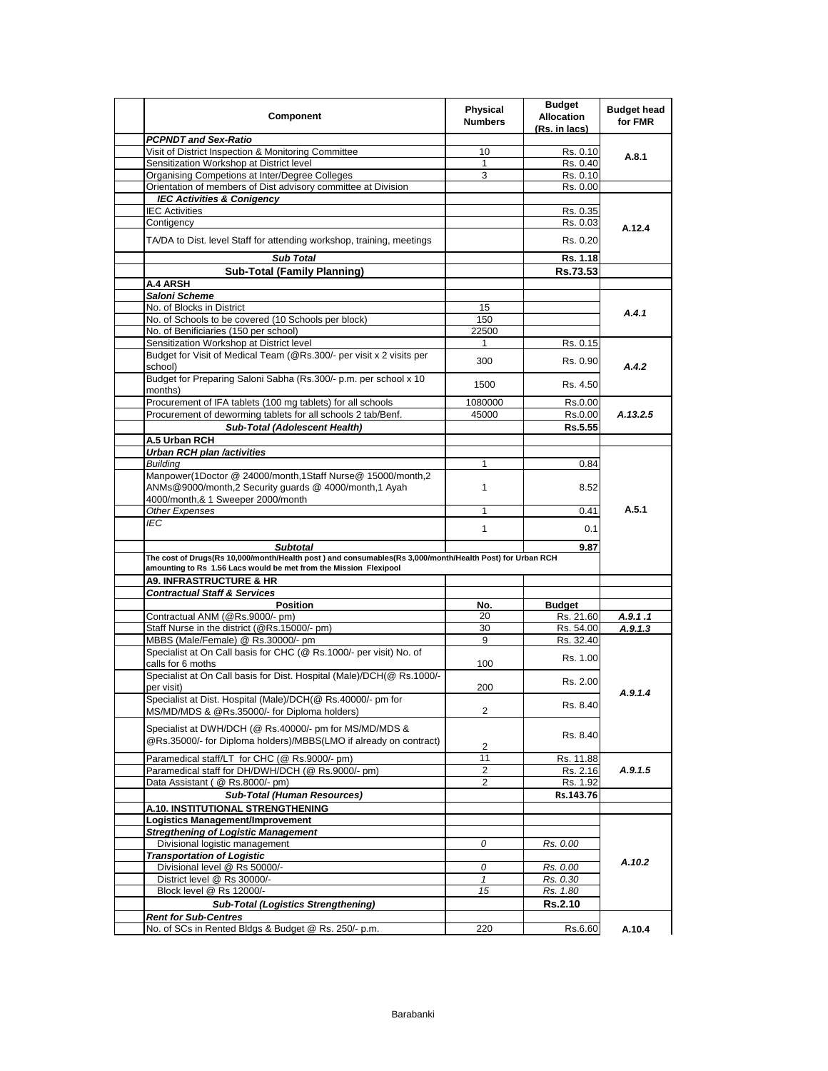| Component | Physical Numbers | Budget Allocation (Rs. in lacs) | Budget head for FMR |
|---|---|---|---|
| ***PCPNDT and Sex-Ratio*** | | | |
| Visit of District Inspection & Monitoring Committee | 10 | Rs. 0.10 | A.8.1 |
| Sensitization Workshop at District level | 1 | Rs. 0.40 | |
| Organising Competions at Inter/Degree Colleges | 3 | Rs. 0.10 | |
| Orientation of members of Dist advisory committee at Division | | Rs. 0.00 | |
| ***IEC Activities & Conigency*** | | | |
| IEC Activities | | Rs. 0.35 | A.12.4 |
| Contigency | | Rs. 0.03 | |
| TA/DA to Dist. level Staff for attending workshop, training, meetings | | Rs. 0.20 | |
| ***Sub Total*** | | **Rs. 1.18** | |
| **Sub-Total (Family Planning)** | | **Rs.73.53** | |
| **A.4 ARSH** | | | |
| ***Saloni Scheme*** | | | |
| No. of Blocks in District | 15 | | *A.4.1* |
| No. of Schools to be covered (10 Schools per block) | 150 | | |
| No. of Benificiaries (150 per school) | 22500 | | |
| Sensitization Workshop at District level | 1 | Rs. 0.15 | *A.4.2* |
| Budget for Visit of Medical Team (@Rs.300/- per visit x 2 visits per school) | 300 | Rs. 0.90 | |
| Budget for Preparing Saloni Sabha (Rs.300/- p.m. per school x 10 months) | 1500 | Rs. 4.50 | |
| Procurement of IFA tablets (100 mg tablets) for all schools | 1080000 | Rs.0.00 | *A.13.2.5* |
| Procurement of deworming tablets for all schools 2 tab/Benf. | 45000 | Rs.0.00 | |
| ***Sub-Total (Adolescent Health)*** | | **Rs.5.55** | |
| **A.5 Urban RCH** | | | |
| ***Urban RCH plan /activities*** | | | A.5.1 |
| *Building* | 1 | 0.84 | |
| Manpower(1Doctor @ 24000/month,1Staff Nurse@ 15000/month,2 ANMs@9000/month,2 Security guards @ 4000/month,1 Ayah 4000/month,& 1 Sweeper 2000/month | 1 | 8.52 | |
| *Other Expenses* | 1 | 0.41 | |
| *IEC* | 1 | 0.1 | |
| ***Subtotal*** | | **9.87** | |
| **The cost of Drugs(Rs 10,000/month/Health post ) and consumables(Rs 3,000/month/Health Post) for Urban RCH amounting to Rs 1.56 Lacs would be met from the Mission Flexipool** | | | |
| **A9. INFRASTRUCTURE & HR** | | | |
| ***Contractual Staff & Services*** | | | |
| **Position** | **No.** | **Budget** | |
| Contractual ANM (@Rs.9000/- pm) | 20 | Rs. 21.60 | *A.9.1 .1* |
| Staff Nurse in the district (@Rs.15000/- pm) | 30 | Rs. 54.00 | *A.9.1.3* |
| MBBS (Male/Female) @ Rs.30000/- pm | 9 | Rs. 32.40 | *A.9.1.4* |
| Specialist at On Call basis for CHC (@ Rs.1000/- per visit) No. of calls for 6 moths | 100 | Rs. 1.00 | |
| Specialist at On Call basis for Dist. Hospital (Male)/DCH(@ Rs.1000/- per visit) | 200 | Rs. 2.00 | |
| Specialist at Dist. Hospital (Male)/DCH(@ Rs.40000/- pm for MS/MD/MDS & @Rs.35000/- for Diploma holders) | 2 | Rs. 8.40 | |
| Specialist at DWH/DCH (@ Rs.40000/- pm for MS/MD/MDS & @Rs.35000/- for Diploma holders)/MBBS(LMO if already on contract) | 2 | Rs. 8.40 | |
| Paramedical staff/LT for CHC (@ Rs.9000/- pm) | 11 | Rs. 11.88 | *A.9.1.5* |
| Paramedical staff for DH/DWH/DCH (@ Rs.9000/- pm) | 2 | Rs. 2.16 | |
| Data Assistant ( @ Rs.8000/- pm) | 2 | Rs. 1.92 | |
| ***Sub-Total (Human Resources)*** | | **Rs.143.76** | |
| **A.10. INSTITUTIONAL STRENGTHENING** | | | |
| **Logistics Management/Improvement** | | | |
| ***Stregthening of Logistic Management*** | | | *A.10.2* |
| Divisional logistic management | *0* | *Rs. 0.00* | |
| ***Transportation of Logistic*** | | | |
| Divisional level @ Rs 50000/- | *0* | *Rs. 0.00* | |
| District level @ Rs 30000/- | *1* | *Rs. 0.30* | |
| Block level @ Rs 12000/- | *15* | *Rs. 1.80* | |
| ***Sub-Total (Logistics Strengthening)*** | | **Rs.2.10** | |
| ***Rent for Sub-Centres*** | | | |
| No. of SCs in Rented Bldgs & Budget @ Rs. 250/- p.m. | 220 | Rs.6.60 | A.10.4 |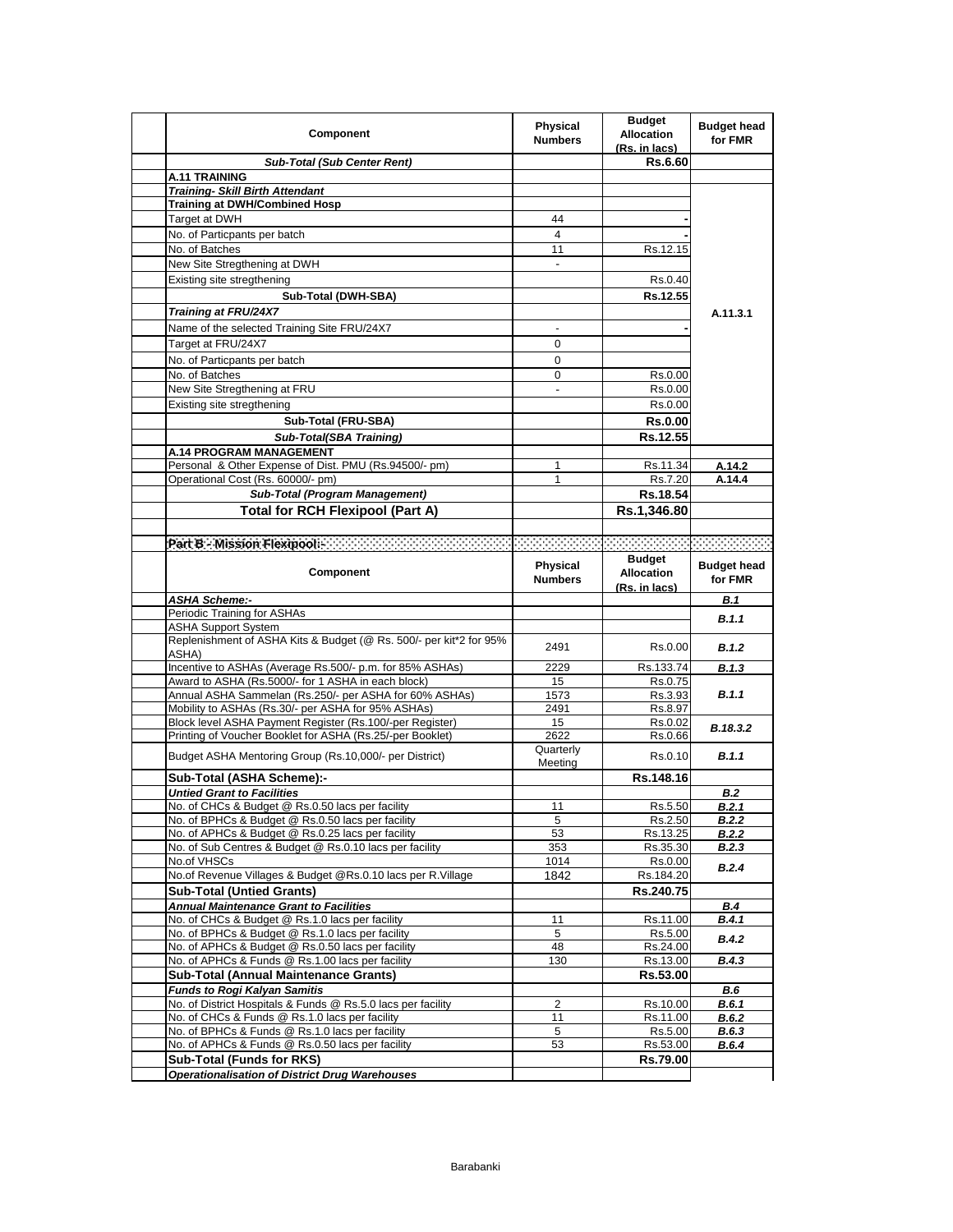| Component | Physical Numbers | Budget Allocation (Rs. in lacs) | Budget head for FMR |
|---|---|---|---|
| ***Sub-Total (Sub Center Rent)*** | | **Rs.6.60** | |
| **A.11 TRAINING** | | | |
| ***Training- Skill Birth Attendant*** | | | |
| **Training at DWH/Combined Hosp** | | | A.11.3.1 |
| Target at DWH | 44 | - | |
| No. of Particpants per batch | 4 | - | |
| No. of Batches | 11 | Rs.12.15 | |
| New Site Stregthening at DWH | - | | |
| Existing site stregthening | | Rs.0.40 | |
| **Sub-Total (DWH-SBA)** | | **Rs.12.55** | |
| ***Training at FRU/24X7*** | | | |
| Name of the selected Training Site FRU/24X7 | - | - | |
| Target at FRU/24X7 | 0 | | |
| No. of Particpants per batch | 0 | | |
| No. of Batches | 0 | Rs.0.00 | |
| New Site Stregthening at FRU | - | Rs.0.00 | |
| Existing site stregthening | | Rs.0.00 | |
| **Sub-Total (FRU-SBA)** | | **Rs.0.00** | |
| ***Sub-Total(SBA Training)*** | | **Rs.12.55** | |
| **A.14 PROGRAM MANAGEMENT** | | | |
| Personal & Other Expense of Dist. PMU (Rs.94500/- pm) | 1 | Rs.11.34 | A.14.2 |
| Operational Cost (Rs. 60000/- pm) | 1 | Rs.7.20 | A.14.4 |
| ***Sub-Total (Program Management)*** | | **Rs.18.54** | |
| **Total for RCH Flexipool (Part A)** | | **Rs.1,346.80** | |

**Part B - Mission Flexipool:-**

| Component | Physical Numbers | Budget Allocation (Rs. in lacs) | Budget head for FMR |
|---|---|---|---|
| ***ASHA Scheme:-*** | | | ***B.1*** |
| Periodic Training for ASHAs | | | ***B.1.1*** |
| ASHA Support System | | | |
| Replenishment of ASHA Kits & Budget (@ Rs. 500/- per kit*2 for 95% ASHA) | 2491 | Rs.0.00 | ***B.1.2*** |
| Incentive to ASHAs (Average Rs.500/- p.m. for 85% ASHAs) | 2229 | Rs.133.74 | ***B.1.3*** |
| Award to ASHA (Rs.5000/- for 1 ASHA in each block) | 15 | Rs.0.75 | ***B.1.1*** |
| Annual ASHA Sammelan (Rs.250/- per ASHA for 60% ASHAs) | 1573 | Rs.3.93 | |
| Mobility to ASHAs (Rs.30/- per ASHA for 95% ASHAs) | 2491 | Rs.8.97 | |
| Block level ASHA Payment Register (Rs.100/-per Register) | 15 | Rs.0.02 | ***B.18.3.2*** |
| Printing of Voucher Booklet for ASHA (Rs.25/-per Booklet) | 2622 | Rs.0.66 | |
| Budget ASHA Mentoring Group (Rs.10,000/- per District) | Quarterly Meeting | Rs.0.10 | ***B.1.1*** |
| **Sub-Total (ASHA Scheme):-** | | **Rs.148.16** | |
| ***Untied Grant to Facilities*** | | | ***B.2*** |
| No. of CHCs & Budget @ Rs.0.50 lacs per facility | 11 | Rs.5.50 | ***B.2.1*** |
| No. of BPHCs & Budget @ Rs.0.50 lacs per facility | 5 | Rs.2.50 | ***B.2.2*** |
| No. of APHCs & Budget @ Rs.0.25 lacs per facility | 53 | Rs.13.25 | ***B.2.2*** |
| No. of Sub Centres & Budget @ Rs.0.10 lacs per facility | 353 | Rs.35.30 | ***B.2.3*** |
| No.of VHSCs | 1014 | Rs.0.00 | ***B.2.4*** |
| No.of Revenue Villages & Budget @Rs.0.10 lacs per R.Village | 1842 | Rs.184.20 | |
| **Sub-Total (Untied Grants)** | | **Rs.240.75** | |
| ***Annual Maintenance Grant to Facilities*** | | | ***B.4*** |
| No. of CHCs & Budget @ Rs.1.0 lacs per facility | 11 | Rs.11.00 | ***B.4.1*** |
| No. of BPHCs & Budget @ Rs.1.0 lacs per facility | 5 | Rs.5.00 | ***B.4.2*** |
| No. of APHCs & Budget @ Rs.0.50 lacs per facility | 48 | Rs.24.00 | |
| No. of APHCs & Funds @ Rs.1.00 lacs per facility | 130 | Rs.13.00 | ***B.4.3*** |
| **Sub-Total (Annual Maintenance Grants)** | | **Rs.53.00** | |
| ***Funds to Rogi Kalyan Samitis*** | | | ***B.6*** |
| No. of District Hospitals & Funds @ Rs.5.0 lacs per facility | 2 | Rs.10.00 | ***B.6.1*** |
| No. of CHCs & Funds @ Rs.1.0 lacs per facility | 11 | Rs.11.00 | ***B.6.2*** |
| No. of BPHCs & Funds @ Rs.1.0 lacs per facility | 5 | Rs.5.00 | ***B.6.3*** |
| No. of APHCs & Funds @ Rs.0.50 lacs per facility | 53 | Rs.53.00 | ***B.6.4*** |
| **Sub-Total (Funds for RKS)** | | **Rs.79.00** | |
| ***Operationalisation of District Drug Warehouses*** | | | |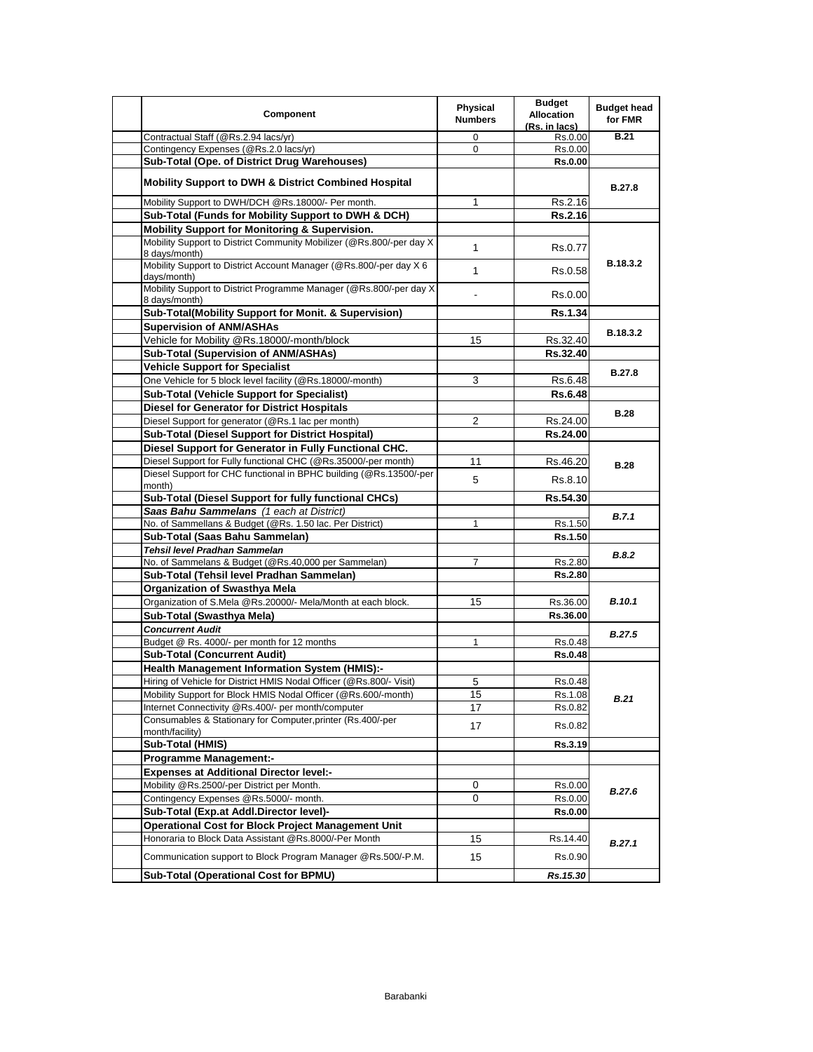| | Component | Physical Numbers | Budget Allocation (Rs. in lacs) | Budget head for FMR |
|---|---|---|---|---|
| | Contractual Staff (@Rs.2.94 lacs/yr) | 0 | Rs.0.00 | B.21 |
| | Contingency Expenses (@Rs.2.0 lacs/yr) | 0 | Rs.0.00 | |
| | **Sub-Total (Ope. of District Drug Warehouses)** | | **Rs.0.00** | |
| | **Mobility Support to DWH & District Combined Hospital** | | | **B.27.8** |
| | Mobility Support to DWH/DCH @Rs.18000/- Per month. | 1 | Rs.2.16 | |
| | **Sub-Total (Funds for Mobility Support to DWH & DCH)** | | **Rs.2.16** | |
| | **Mobility Support for Monitoring & Supervision.** | | | **B.18.3.2** |
| | Mobility Support to District Community Mobilizer (@Rs.800/-per day X 8 days/month) | 1 | Rs.0.77 | |
| | Mobility Support to District Account Manager (@Rs.800/-per day X 6 days/month) | 1 | Rs.0.58 | |
| | Mobility Support to District Programme Manager (@Rs.800/-per day X 8 days/month) | - | Rs.0.00 | |
| | **Sub-Total(Mobility Support for Monit. & Supervision)** | | **Rs.1.34** | |
| | **Supervision of ANM/ASHAs** | | | **B.18.3.2** |
| | Vehicle for Mobility @Rs.18000/-month/block | 15 | Rs.32.40 | |
| | **Sub-Total (Supervision of ANM/ASHAs)** | | **Rs.32.40** | |
| | **Vehicle Support for Specialist** | | | **B.27.8** |
| | One Vehicle for 5 block level facility (@Rs.18000/-month) | 3 | Rs.6.48 | |
| | **Sub-Total (Vehicle Support for Specialist)** | | **Rs.6.48** | |
| | **Diesel for Generator for District Hospitals** | | | **B.28** |
| | Diesel Support for generator (@Rs.1 lac per month) | 2 | Rs.24.00 | |
| | **Sub-Total (Diesel Support for District Hospital)** | | **Rs.24.00** | |
| | **Diesel Support for Generator in Fully Functional CHC.** | | | **B.28** |
| | Diesel Support for Fully functional CHC (@Rs.35000/-per month) | 11 | Rs.46.20 | |
| | Diesel Support for CHC functional in BPHC building (@Rs.13500/-per month) | 5 | Rs.8.10 | |
| | **Sub-Total (Diesel Support for fully functional CHCs)** | | **Rs.54.30** | |
| | ***Saas Bahu Sammelans*** *(1 each at District)* | | | ***B.7.1*** |
| | No. of Sammellans & Budget (@Rs. 1.50 lac. Per District) | 1 | Rs.1.50 | |
| | **Sub-Total (Saas Bahu Sammelan)** | | **Rs.1.50** | |
| | ***Tehsil level Pradhan Sammelan*** | | | ***B.8.2*** |
| | No. of Sammelans & Budget (@Rs.40,000 per Sammelan) | 7 | Rs.2.80 | |
| | **Sub-Total (Tehsil level Pradhan Sammelan)** | | **Rs.2.80** | |
| | **Organization of Swasthya Mela** | | | ***B.10.1*** |
| | Organization of S.Mela @Rs.20000/- Mela/Month at each block. | 15 | Rs.36.00 | |
| | **Sub-Total (Swasthya Mela)** | | **Rs.36.00** | |
| | ***Concurrent Audit*** | | | ***B.27.5*** |
| | Budget @ Rs. 4000/- per month for 12 months | 1 | Rs.0.48 | |
| | **Sub-Total (Concurrent Audit)** | | **Rs.0.48** | |
| | **Health Management Information System (HMIS):-** | | | ***B.21*** |
| | Hiring of Vehicle for District HMIS Nodal Officer (@Rs.800/- Visit) | 5 | Rs.0.48 | |
| | Mobility Support for Block HMIS Nodal Officer (@Rs.600/-month) | 15 | Rs.1.08 | |
| | Internet Connectivity @Rs.400/- per month/computer | 17 | Rs.0.82 | |
| | Consumables & Stationary for Computer,printer (Rs.400/-per month/facility) | 17 | Rs.0.82 | |
| | **Sub-Total (HMIS)** | | **Rs.3.19** | |
| | **Programme Management:-** | | | |
| | **Expenses at Additional Director level:-** | | | ***B.27.6*** |
| | Mobility @Rs.2500/-per District per Month. | 0 | Rs.0.00 | |
| | Contingency Expenses @Rs.5000/- month. | 0 | Rs.0.00 | |
| | **Sub-Total (Exp.at Addl.Director level)-** | | **Rs.0.00** | |
| | **Operational Cost for Block Project Management Unit** | | | ***B.27.1*** |
| | Honoraria to Block Data Assistant @Rs.8000/-Per Month | 15 | Rs.14.40 | |
| | Communication support to Block Program Manager @Rs.500/-P.M. | 15 | Rs.0.90 | |
| | **Sub-Total (Operational Cost for BPMU)** | | ***Rs.15.30*** | |

Barabanki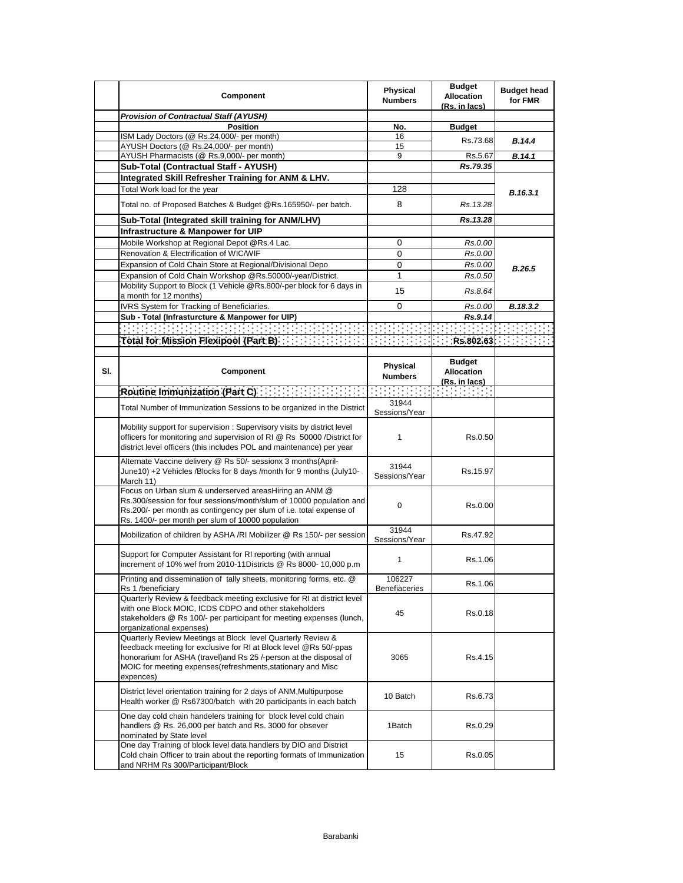| | Component | Physical Numbers | Budget Allocation (Rs. in lacs) | Budget head for FMR |
|---|---|---|---|---|
| | ***Provision of Contractual Staff (AYUSH)*** | | | |
| | **Position** | **No.** | **Budget** | |
| | ISM Lady Doctors (@ Rs.24,000/- per month) | 16 | Rs.73.68 | ***B.14.4*** |
| | AYUSH Doctors (@ Rs.24,000/- per month) | 15 | | |
| | AYUSH Pharmacists (@ Rs.9,000/- per month) | 9 | Rs.5.67 | ***B.14.1*** |
| | **Sub-Total (Contractual Staff - AYUSH)** | | ***Rs.79.35*** | |
| | **Integrated Skill Refresher Training for ANM & LHV.** | | | ***B.16.3.1*** |
| | Total Work load for the year | 128 | | |
| | Total no. of Proposed Batches & Budget @Rs.165950/- per batch. | 8 | *Rs.13.28* | |
| | **Sub-Total (Integrated skill training for ANM/LHV)** | | ***Rs.13.28*** | |
| | **Infrastructure & Manpower for UIP** | | | |
| | Mobile Workshop at Regional Depot @Rs.4 Lac. | 0 | *Rs.0.00* | ***B.26.5*** |
| | Renovation & Electrification of WIC/WIF | 0 | *Rs.0.00* | |
| | Expansion of Cold Chain Store at Regional/Divisional Depo | 0 | *Rs.0.00* | |
| | Expansion of Cold Chain Workshop @Rs.50000/-year/District. | 1 | *Rs.0.50* | |
| | Mobility Support to Block (1 Vehicle @Rs.800/-per block for 6 days in a month for 12 months) | 15 | *Rs.8.64* | |
| | IVRS System for Tracking of Beneficiaries. | 0 | *Rs.0.00* | ***B.18.3.2*** |
| | **Sub - Total (Infrasturcture & Manpower for UIP)** | | ***Rs.9.14*** | |
| | | | | |
| | **Total for Mission Flexipool (Part B)** | | **Rs.802.63** | |

| Sl. | Component | Physical Numbers | Budget Allocation (Rs. in lacs) | |
|---|---|---|---|---|
| | **Routine Immunization (Part C)** | | | |
| | Total Number of Immunization Sessions to be organized in the District | 31944 Sessions/Year | | |
| | Mobility support for supervision : Supervisory visits by district level officers for monitoring and supervision of RI @ Rs 50000 /District for district level officers (this includes POL and maintenance) per year | 1 | Rs.0.50 | |
| | Alternate Vaccine delivery @ Rs 50/- sessionx 3 months(April-June10) +2 Vehicles /Blocks for 8 days /month for 9 months (July10-March 11) | 31944 Sessions/Year | Rs.15.97 | |
| | Focus on Urban slum & underserved areasHiring an ANM @ Rs.300/session for four sessions/month/slum of 10000 population and Rs.200/- per month as contingency per slum of i.e. total expense of Rs. 1400/- per month per slum of 10000 population | 0 | Rs.0.00 | |
| | Mobilization of children by ASHA /RI Mobilizer @ Rs 150/- per session | 31944 Sessions/Year | Rs.47.92 | |
| | Support for Computer Assistant for RI reporting (with annual increment of 10% wef from 2010-11Districts @ Rs 8000- 10,000 p.m | 1 | Rs.1.06 | |
| | Printing and dissemination of tally sheets, monitoring forms, etc. @ Rs 1 /beneficiary | 106227 Benefiaceries | Rs.1.06 | |
| | Quarterly Review & feedback meeting exclusive for RI at district level with one Block MOIC, ICDS CDPO and other stakeholders stakeholders @ Rs 100/- per participant for meeting expenses (lunch, organizational expenses) | 45 | Rs.0.18 | |
| | Quarterly Review Meetings at Block level Quarterly Review & feedback meeting for exclusive for RI at Block level @Rs 50/-ppas honorarium for ASHA (travel)and Rs 25 /-person at the disposal of MOIC for meeting expenses(refreshments,stationary and Misc expences) | 3065 | Rs.4.15 | |
| | District level orientation training for 2 days of ANM,Multipurpose Health worker @ Rs67300/batch with 20 participants in each batch | 10 Batch | Rs.6.73 | |
| | One day cold chain handelers training for block level cold chain handlers @ Rs. 26,000 per batch and Rs. 3000 for obsever nominated by State level | 1Batch | Rs.0.29 | |
| | One day Training of block level data handlers by DIO and District Cold chain Officer to train about the reporting formats of Immunization and NRHM Rs 300/Participant/Block | 15 | Rs.0.05 | |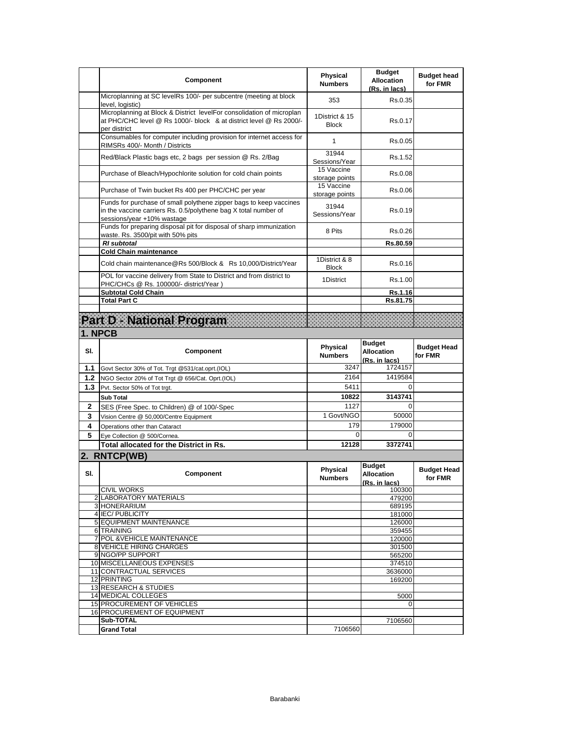| | Component | Physical Numbers | Budget Allocation (Rs. in lacs) | Budget head for FMR |
|---|---|---|---|---|
| | Microplanning at SC levelRs 100/- per subcentre (meeting at block level, logistic) | 353 | Rs.0.35 | |
| | Microplanning at Block & District levelFor consolidation of microplan at PHC/CHC level @ Rs 1000/- block & at district level @ Rs 2000/- per district | 1District & 15 Block | Rs.0.17 | |
| | Consumables for computer including provision for internet access for RIMSRs 400/- Month / Districts | 1 | Rs.0.05 | |
| | Red/Black Plastic bags etc, 2 bags per session @ Rs. 2/Bag | 31944 Sessions/Year | Rs.1.52 | |
| | Purchase of Bleach/Hypochlorite solution for cold chain points | 15 Vaccine storage points | Rs.0.08 | |
| | Purchase of Twin bucket Rs 400 per PHC/CHC per year | 15 Vaccine storage points | Rs.0.06 | |
| | Funds for purchase of small polythene zipper bags to keep vaccines in the vaccine carriers Rs. 0.5/polythene bag X total number of sessions/year +10% wastage | 31944 Sessions/Year | Rs.0.19 | |
| | Funds for preparing disposal pit for disposal of sharp immunization waste. Rs. 3500/pit with 50% pits | 8 Pits | Rs.0.26 | |
| | ***RI subtotal*** | | **Rs.80.59** | |
| | **Cold Chain maintenance** | | | |
| | Cold chain maintenance@Rs 500/Block & Rs 10,000/District/Year | 1District & 8 Block | Rs.0.16 | |
| | POL for vaccine delivery from State to District and from district to PHC/CHCs @ Rs. 100000/- district/Year ) | 1District | Rs.1.00 | |
| | **Subtotal Cold Chain** | | **Rs.1.16** | |
| | **Total Part C** | | **Rs.81.75** | |

# Part D - National Program

## 1. NPCB

| Sl. | Component | Physical Numbers | Budget Allocation (Rs. in lacs) | Budget Head for FMR |
|---|---|---|---|---|
| **1.1** | Govt Sector 30% of Tot. Trgt @531/cat.oprt.(IOL) | 3247 | 1724157 | |
| **1.2** | NGO Sector 20% of Tot Trgt @ 656/Cat. Oprt.(IOL) | 2164 | 1419584 | |
| **1.3** | Pvt. Sector 50% of Tot trgt. | 5411 | 0 | |
| | **Sub Total** | **10822** | **3143741** | |
| **2** | SES (Free Spec. to Children) @ of 100/-Spec | 1127 | 0 | |
| **3** | Vision Centre @ 50,000/Centre Equipment | 1 Govt/NGO | 50000 | |
| **4** | Operations other than Cataract | 179 | 179000 | |
| **5** | Eye Collection @ 500/Cornea. | 0 | 0 | |
| | **Total allocated for the District in Rs.** | **12128** | **3372741** | |

## 2. RNTCP(WB)

| Sl. | Component | Physical Numbers | Budget Allocation (Rs. in lacs) | Budget Head for FMR |
|---|---|---|---|---|
| | CIVIL WORKS | | 100300 | |
| 2 | LABORATORY MATERIALS | | 479200 | |
| 3 | HONERARIUM | | 689195 | |
| 4 | IEC/ PUBLICITY | | 181000 | |
| 5 | EQUIPMENT MAINTENANCE | | 126000 | |
| 6 | TRAINING | | 359455 | |
| 7 | POL &VEHICLE MAINTENANCE | | 120000 | |
| 8 | VEHICLE HIRING CHARGES | | 301500 | |
| 9 | NGO/PP SUPPORT | | 565200 | |
| 10 | MISCELLANEOUS EXPENSES | | 374510 | |
| 11 | CONTRACTUAL SERVICES | | 3636000 | |
| 12 | PRINTING | | 169200 | |
| 13 | RESEARCH & STUDIES | | | |
| 14 | MEDICAL COLLEGES | | 5000 | |
| 15 | PROCUREMENT OF VEHICLES | | 0 | |
| 16 | PROCUREMENT OF EQUIPMENT | | | |
| | **Sub-TOTAL** | | 7106560 | |
| | **Grand Total** | 7106560 | | |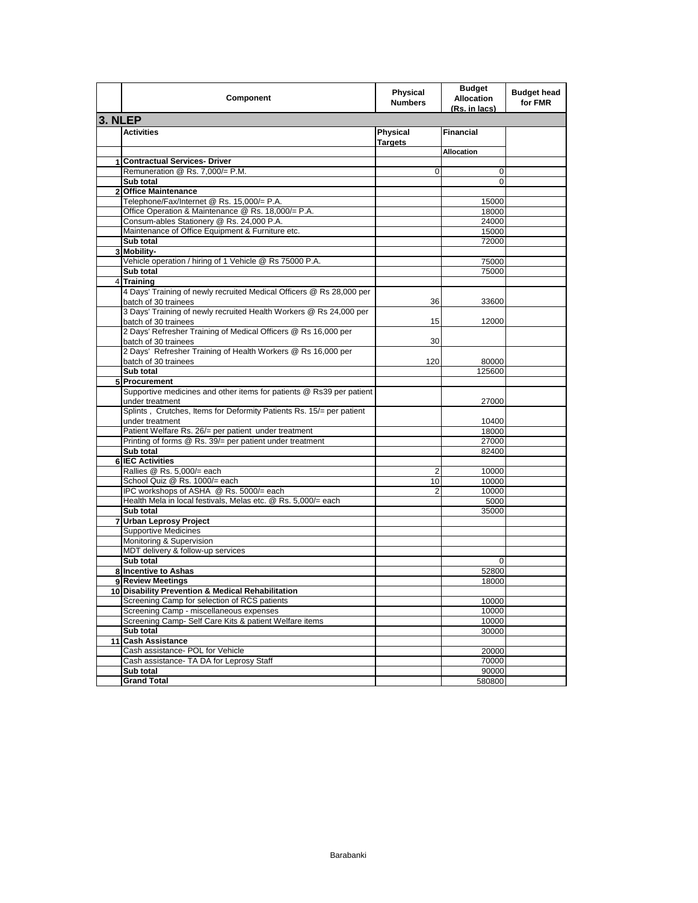| | Component | Physical Numbers | Budget Allocation (Rs. in lacs) | Budget head for FMR |
|---|---|---|---|---|
| **3. NLEP** | | | | |
| | **Activities** | **Physical Targets** | **Financial** | |
| | | | **Allocation** | |
| 1 | **Contractual Services- Driver** | | | |
| | Remuneration @ Rs. 7,000/= P.M. | 0 | 0 | |
| | **Sub total** | | 0 | |
| 2 | **Office Maintenance** | | | |
| | Telephone/Fax/Internet @ Rs. 15,000/= P.A. | | 15000 | |
| | Office Operation & Maintenance @ Rs. 18,000/= P.A. | | 18000 | |
| | Consum-ables Stationery @ Rs. 24,000 P.A. | | 24000 | |
| | Maintenance of Office Equipment & Furniture etc. | | 15000 | |
| | **Sub total** | | 72000 | |
| 3 | **Mobility-** | | | |
| | Vehicle operation / hiring of 1 Vehicle @ Rs 75000 P.A. | | 75000 | |
| | **Sub total** | | 75000 | |
| 4 | **Training** | | | |
| | 4 Days' Training of newly recruited Medical Officers @ Rs 28,000 per batch of 30 trainees | 36 | 33600 | |
| | 3 Days' Training of newly recruited Health Workers @ Rs 24,000 per batch of 30 trainees | 15 | 12000 | |
| | 2 Days' Refresher Training of Medical Officers @ Rs 16,000 per batch of 30 trainees | 30 | | |
| | 2 Days' Refresher Training of Health Workers @ Rs 16,000 per batch of 30 trainees | 120 | 80000 | |
| | **Sub total** | | 125600 | |
| 5 | **Procurement** | | | |
| | Supportive medicines and other items for patients @ Rs39 per patient under treatment | | 27000 | |
| | Splints , Crutches, Items for Deformity Patients Rs. 15/= per patient under treatment | | 10400 | |
| | Patient Welfare Rs. 26/= per patient under treatment | | 18000 | |
| | Printing of forms @ Rs. 39/= per patient under treatment | | 27000 | |
| | **Sub total** | | 82400 | |
| 6 | **IEC Activities** | | | |
| | Rallies @ Rs. 5,000/= each | 2 | 10000 | |
| | School Quiz @ Rs. 1000/= each | 10 | 10000 | |
| | IPC workshops of ASHA @ Rs. 5000/= each | 2 | 10000 | |
| | Health Mela in local festivals, Melas etc. @ Rs. 5,000/= each | | 5000 | |
| | **Sub total** | | 35000 | |
| 7 | **Urban Leprosy Project** | | | |
| | Supportive Medicines | | | |
| | Monitoring & Supervision | | | |
| | MDT delivery & follow-up services | | | |
| | **Sub total** | | 0 | |
| 8 | **Incentive to Ashas** | | 52800 | |
| 9 | **Review Meetings** | | 18000 | |
| 10 | **Disability Prevention & Medical Rehabilitation** | | | |
| | Screening Camp for selection of RCS patients | | 10000 | |
| | Screening Camp - miscellaneous expenses | | 10000 | |
| | Screening Camp- Self Care Kits & patient Welfare items | | 10000 | |
| | **Sub total** | | 30000 | |
| 11 | **Cash Assistance** | | | |
| | Cash assistance- POL for Vehicle | | 20000 | |
| | Cash assistance- TA DA for Leprosy Staff | | 70000 | |
| | **Sub total** | | 90000 | |
| | **Grand Total** | | 580800 | |

Barabanki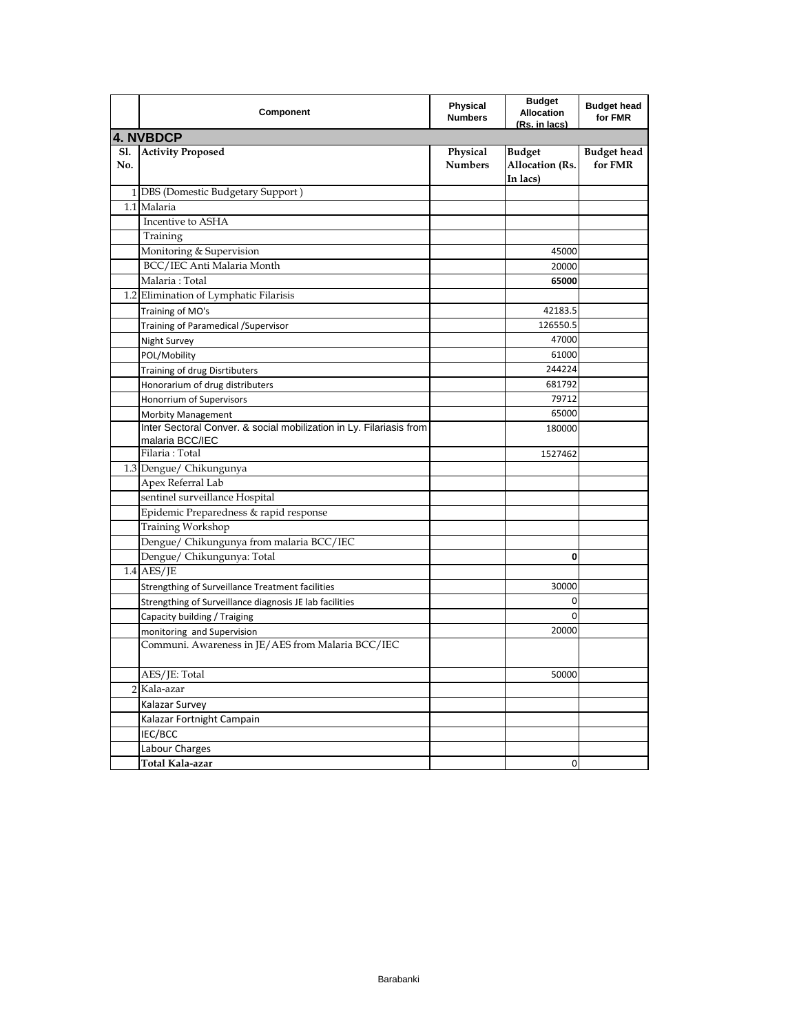| | Component | Physical Numbers | Budget Allocation (Rs. in lacs) | Budget head for FMR |
|---|---|---|---|---|
| **4. NVBDCP** | | | | |
| **Sl. No.** | **Activity Proposed** | **Physical Numbers** | **Budget Allocation (Rs. In lacs)** | **Budget head for FMR** |
| 1 | DBS (Domestic Budgetary Support ) | | | |
| 1.1 | Malaria | | | |
| | Incentive to ASHA | | | |
| | Training | | | |
| | Monitoring & Supervision | | 45000 | |
| | BCC/IEC Anti Malaria Month | | 20000 | |
| | Malaria : Total | | **65000** | |
| 1.2 | Elimination of Lymphatic Filarisis | | | |
| | Training of MO's | | 42183.5 | |
| | Training of Paramedical /Supervisor | | 126550.5 | |
| | Night Survey | | 47000 | |
| | POL/Mobility | | 61000 | |
| | Training of drug Disrtibuters | | 244224 | |
| | Honorarium of drug distributers | | 681792 | |
| | Honorrium of Supervisors | | 79712 | |
| | Morbity Management | | 65000 | |
| | Inter Sectoral Conver. & social mobilization in Ly. Filariasis from malaria BCC/IEC | | 180000 | |
| | Filaria : Total | | 1527462 | |
| 1.3 | Dengue/ Chikungunya | | | |
| | Apex Referral Lab | | | |
| | sentinel surveillance Hospital | | | |
| | Epidemic Preparedness & rapid response | | | |
| | Training Workshop | | | |
| | Dengue/ Chikungunya from malaria BCC/IEC | | | |
| | Dengue/ Chikungunya: Total | | **0** | |
| 1.4 | AES/JE | | | |
| | Strengthing of Surveillance Treatment facilities | | 30000 | |
| | Strengthing of Surveillance diagnosis JE lab facilities | | 0 | |
| | Capacity building / Traiging | | 0 | |
| | monitoring and Supervision | | 20000 | |
| | Communi. Awareness in JE/AES from Malaria BCC/IEC | | | |
| | AES/JE: Total | | 50000 | |
| 2 | Kala-azar | | | |
| | Kalazar Survey | | | |
| | Kalazar Fortnight Campain | | | |
| | IEC/BCC | | | |
| | Labour Charges | | | |
| | **Total Kala-azar** | | 0 | |

Barabanki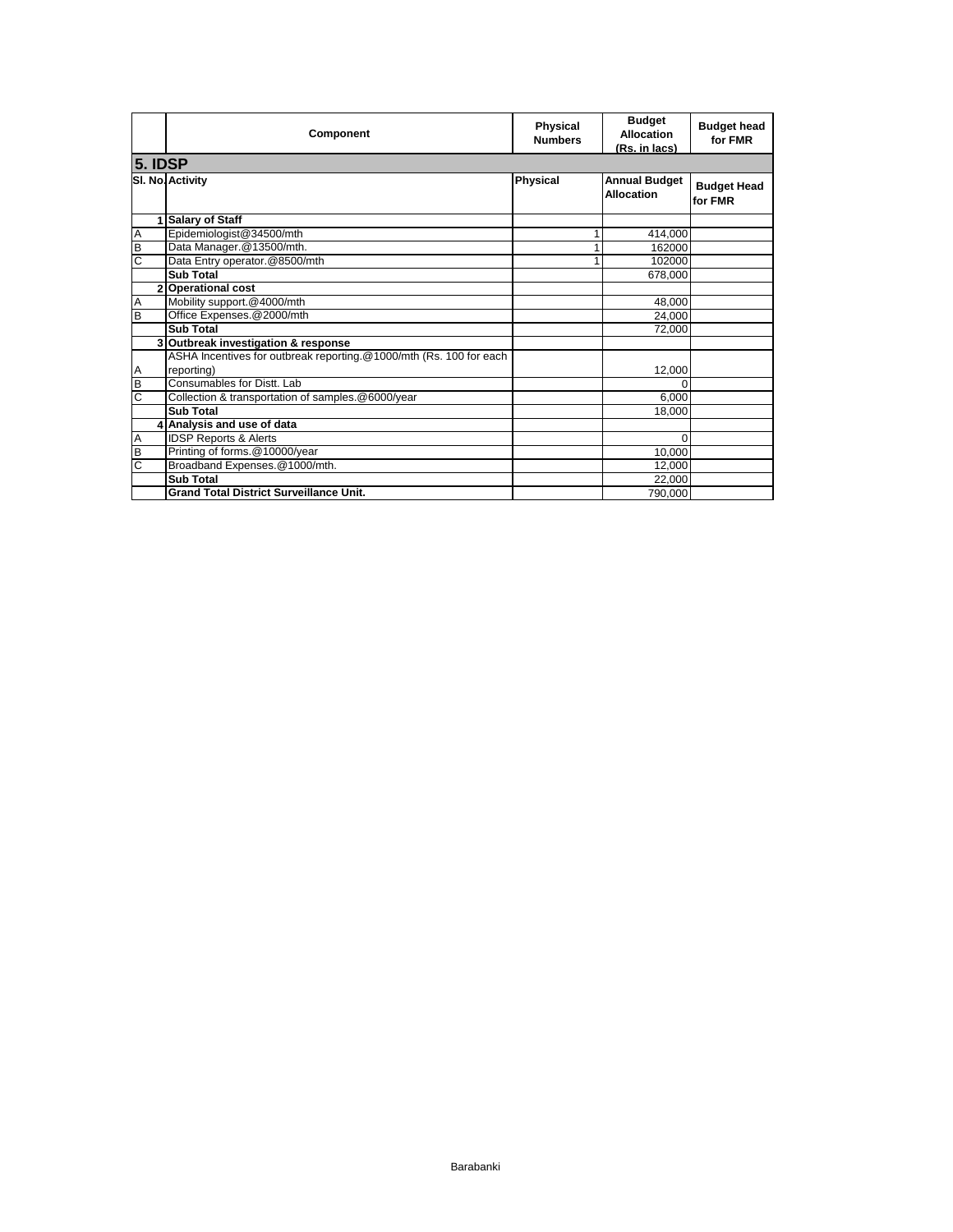| | Component | Physical Numbers | Budget Allocation (Rs. in lacs) | Budget head for FMR |
|---|---|---|---|---|
| **5. IDSP** | | | | |
| **Sl. No.** | **Activity** | **Physical** | **Annual Budget Allocation** | **Budget Head for FMR** |
| **1** | **Salary of Staff** | | | |
| A | Epidemiologist@34500/mth | 1 | 414,000 | |
| B | Data Manager.@13500/mth. | 1 | 162000 | |
| C | Data Entry operator.@8500/mth | 1 | 102000 | |
| | **Sub Total** | | 678,000 | |
| **2** | **Operational cost** | | | |
| A | Mobility support.@4000/mth | | 48,000 | |
| B | Office Expenses.@2000/mth | | 24,000 | |
| | **Sub Total** | | 72,000 | |
| **3** | **Outbreak investigation & response** | | | |
| A | ASHA Incentives for outbreak reporting.@1000/mth (Rs. 100 for each reporting) | | 12,000 | |
| B | Consumables for Distt. Lab | | 0 | |
| C | Collection & transportation of samples.@6000/year | | 6,000 | |
| | **Sub Total** | | 18,000 | |
| **4** | **Analysis and use of data** | | | |
| A | IDSP Reports & Alerts | | 0 | |
| B | Printing of forms.@10000/year | | 10,000 | |
| C | Broadband Expenses.@1000/mth. | | 12,000 | |
| | **Sub Total** | | 22,000 | |
| | **Grand Total District Surveillance Unit.** | | 790,000 | |